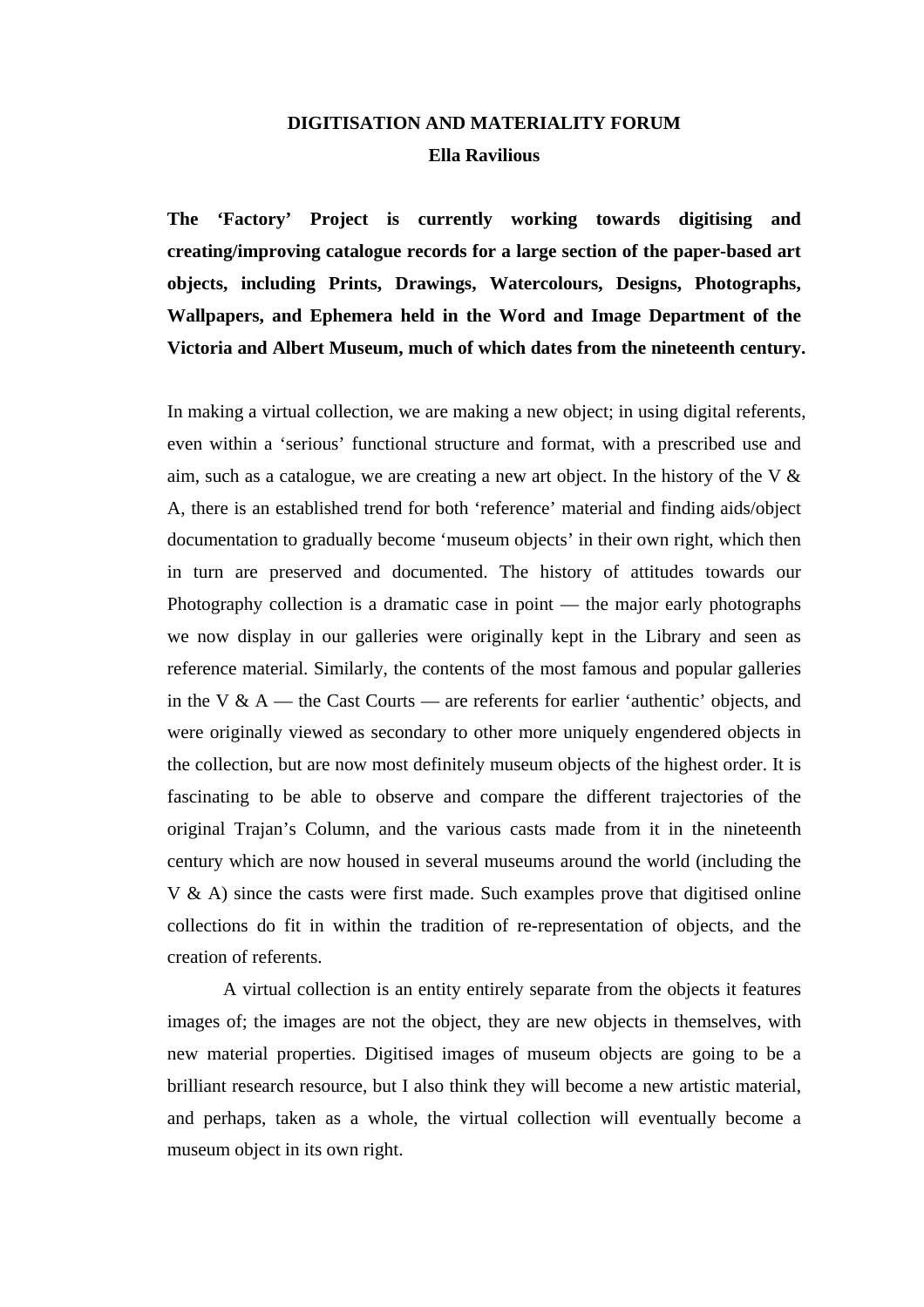# DIGITISATION AND MATERIALITY FORUM

**Ella Ravilious**

**The 'Factory' Project is currently working towards digitising and creating/improving catalogue records for a large section of the paper-based art objects, including Prints, Drawings, Watercolours, Designs, Photographs, Wallpapers, and Ephemera held in the Word and Image Department of the Victoria and Albert Museum, much of which dates from the nineteenth century.**

In making a virtual collection, we are making a new object; in using digital referents, even within a 'serious' functional structure and format, with a prescribed use and aim, such as a catalogue, we are creating a new art object. In the history of the V & A, there is an established trend for both 'reference' material and finding aids/object documentation to gradually become 'museum objects' in their own right, which then in turn are preserved and documented. The history of attitudes towards our Photography collection is a dramatic case in point — the major early photographs we now display in our galleries were originally kept in the Library and seen as reference material. Similarly, the contents of the most famous and popular galleries in the V & A — the Cast Courts — are referents for earlier 'authentic' objects, and were originally viewed as secondary to other more uniquely engendered objects in the collection, but are now most definitely museum objects of the highest order. It is fascinating to be able to observe and compare the different trajectories of the original Trajan's Column, and the various casts made from it in the nineteenth century which are now housed in several museums around the world (including the V & A) since the casts were first made. Such examples prove that digitised online collections do fit in within the tradition of re-representation of objects, and the creation of referents.

A virtual collection is an entity entirely separate from the objects it features images of; the images are not the object, they are new objects in themselves, with new material properties. Digitised images of museum objects are going to be a brilliant research resource, but I also think they will become a new artistic material, and perhaps, taken as a whole, the virtual collection will eventually become a museum object in its own right.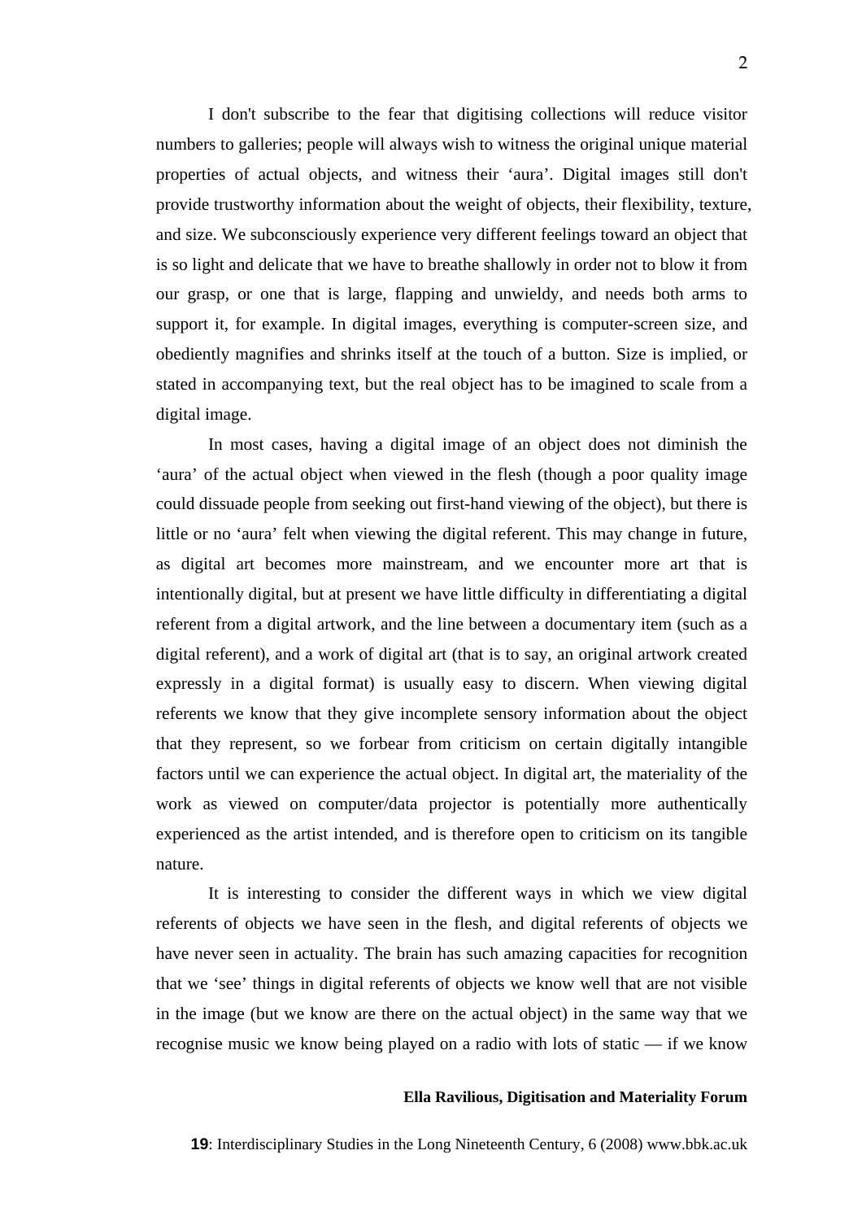I don't subscribe to the fear that digitising collections will reduce visitor numbers to galleries; people will always wish to witness the original unique material properties of actual objects, and witness their 'aura'. Digital images still don't provide trustworthy information about the weight of objects, their flexibility, texture, and size. We subconsciously experience very different feelings toward an object that is so light and delicate that we have to breathe shallowly in order not to blow it from our grasp, or one that is large, flapping and unwieldy, and needs both arms to support it, for example. In digital images, everything is computer-screen size, and obediently magnifies and shrinks itself at the touch of a button. Size is implied, or stated in accompanying text, but the real object has to be imagined to scale from a digital image.

In most cases, having a digital image of an object does not diminish the 'aura' of the actual object when viewed in the flesh (though a poor quality image could dissuade people from seeking out first-hand viewing of the object), but there is little or no 'aura' felt when viewing the digital referent. This may change in future, as digital art becomes more mainstream, and we encounter more art that is intentionally digital, but at present we have little difficulty in differentiating a digital referent from a digital artwork, and the line between a documentary item (such as a digital referent), and a work of digital art (that is to say, an original artwork created expressly in a digital format) is usually easy to discern. When viewing digital referents we know that they give incomplete sensory information about the object that they represent, so we forbear from criticism on certain digitally intangible factors until we can experience the actual object. In digital art, the materiality of the work as viewed on computer/data projector is potentially more authentically experienced as the artist intended, and is therefore open to criticism on its tangible nature.

It is interesting to consider the different ways in which we view digital referents of objects we have seen in the flesh, and digital referents of objects we have never seen in actuality. The brain has such amazing capacities for recognition that we 'see' things in digital referents of objects we know well that are not visible in the image (but we know are there on the actual object) in the same way that we recognise music we know being played on a radio with lots of static — if we know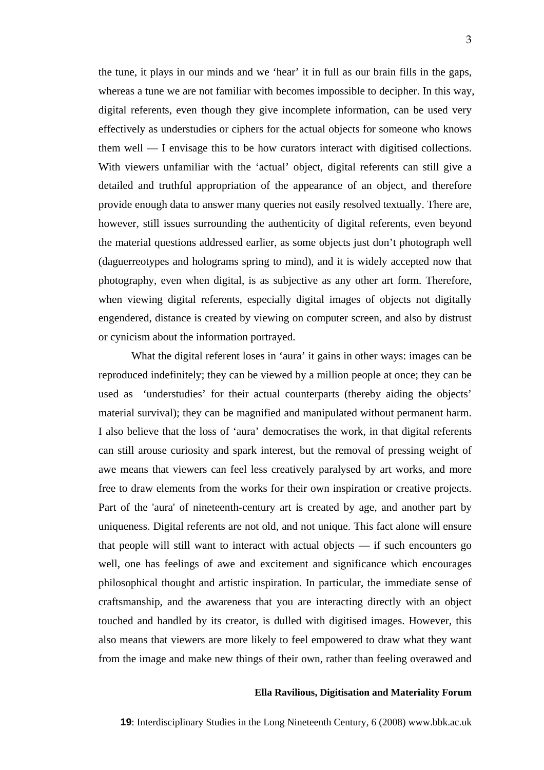the tune, it plays in our minds and we 'hear' it in full as our brain fills in the gaps, whereas a tune we are not familiar with becomes impossible to decipher. In this way, digital referents, even though they give incomplete information, can be used very effectively as understudies or ciphers for the actual objects for someone who knows them well — I envisage this to be how curators interact with digitised collections. With viewers unfamiliar with the 'actual' object, digital referents can still give a detailed and truthful appropriation of the appearance of an object, and therefore provide enough data to answer many queries not easily resolved textually. There are, however, still issues surrounding the authenticity of digital referents, even beyond the material questions addressed earlier, as some objects just don't photograph well (daguerreotypes and holograms spring to mind), and it is widely accepted now that photography, even when digital, is as subjective as any other art form. Therefore, when viewing digital referents, especially digital images of objects not digitally engendered, distance is created by viewing on computer screen, and also by distrust or cynicism about the information portrayed.

What the digital referent loses in 'aura' it gains in other ways: images can be reproduced indefinitely; they can be viewed by a million people at once; they can be used as 'understudies' for their actual counterparts (thereby aiding the objects' material survival); they can be magnified and manipulated without permanent harm. I also believe that the loss of 'aura' democratises the work, in that digital referents can still arouse curiosity and spark interest, but the removal of pressing weight of awe means that viewers can feel less creatively paralysed by art works, and more free to draw elements from the works for their own inspiration or creative projects. Part of the 'aura' of nineteenth-century art is created by age, and another part by uniqueness. Digital referents are not old, and not unique. This fact alone will ensure that people will still want to interact with actual objects — if such encounters go well, one has feelings of awe and excitement and significance which encourages philosophical thought and artistic inspiration. In particular, the immediate sense of craftsmanship, and the awareness that you are interacting directly with an object touched and handled by its creator, is dulled with digitised images. However, this also means that viewers are more likely to feel empowered to draw what they want from the image and make new things of their own, rather than feeling overawed and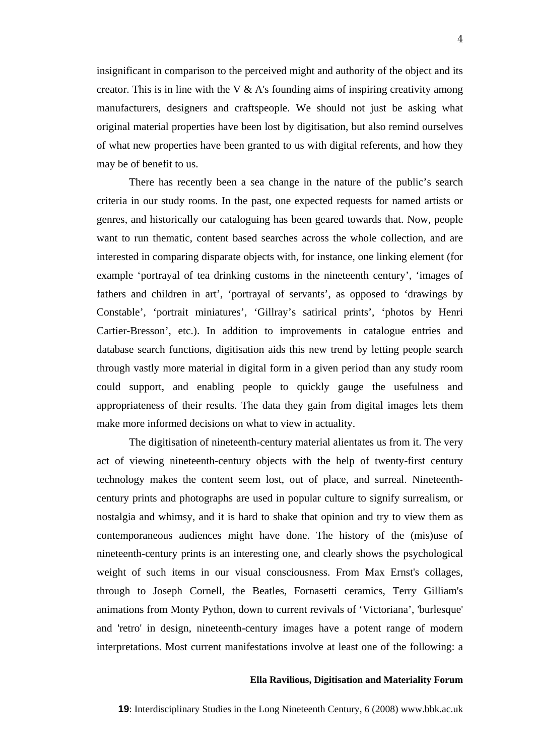insignificant in comparison to the perceived might and authority of the object and its creator. This is in line with the V & A's founding aims of inspiring creativity among manufacturers, designers and craftspeople. We should not just be asking what original material properties have been lost by digitisation, but also remind ourselves of what new properties have been granted to us with digital referents, and how they may be of benefit to us.

There has recently been a sea change in the nature of the public's search criteria in our study rooms. In the past, one expected requests for named artists or genres, and historically our cataloguing has been geared towards that. Now, people want to run thematic, content based searches across the whole collection, and are interested in comparing disparate objects with, for instance, one linking element (for example 'portrayal of tea drinking customs in the nineteenth century', 'images of fathers and children in art', 'portrayal of servants', as opposed to 'drawings by Constable', 'portrait miniatures', 'Gillray's satirical prints', 'photos by Henri Cartier-Bresson', etc.). In addition to improvements in catalogue entries and database search functions, digitisation aids this new trend by letting people search through vastly more material in digital form in a given period than any study room could support, and enabling people to quickly gauge the usefulness and appropriateness of their results. The data they gain from digital images lets them make more informed decisions on what to view in actuality.

The digitisation of nineteenth-century material alientates us from it. The very act of viewing nineteenth-century objects with the help of twenty-first century technology makes the content seem lost, out of place, and surreal. Nineteenth-century prints and photographs are used in popular culture to signify surrealism, or nostalgia and whimsy, and it is hard to shake that opinion and try to view them as contemporaneous audiences might have done. The history of the (mis)use of nineteenth-century prints is an interesting one, and clearly shows the psychological weight of such items in our visual consciousness. From Max Ernst's collages, through to Joseph Cornell, the Beatles, Fornasetti ceramics, Terry Gilliam's animations from Monty Python, down to current revivals of 'Victoriana', 'burlesque' and 'retro' in design, nineteenth-century images have a potent range of modern interpretations. Most current manifestations involve at least one of the following: a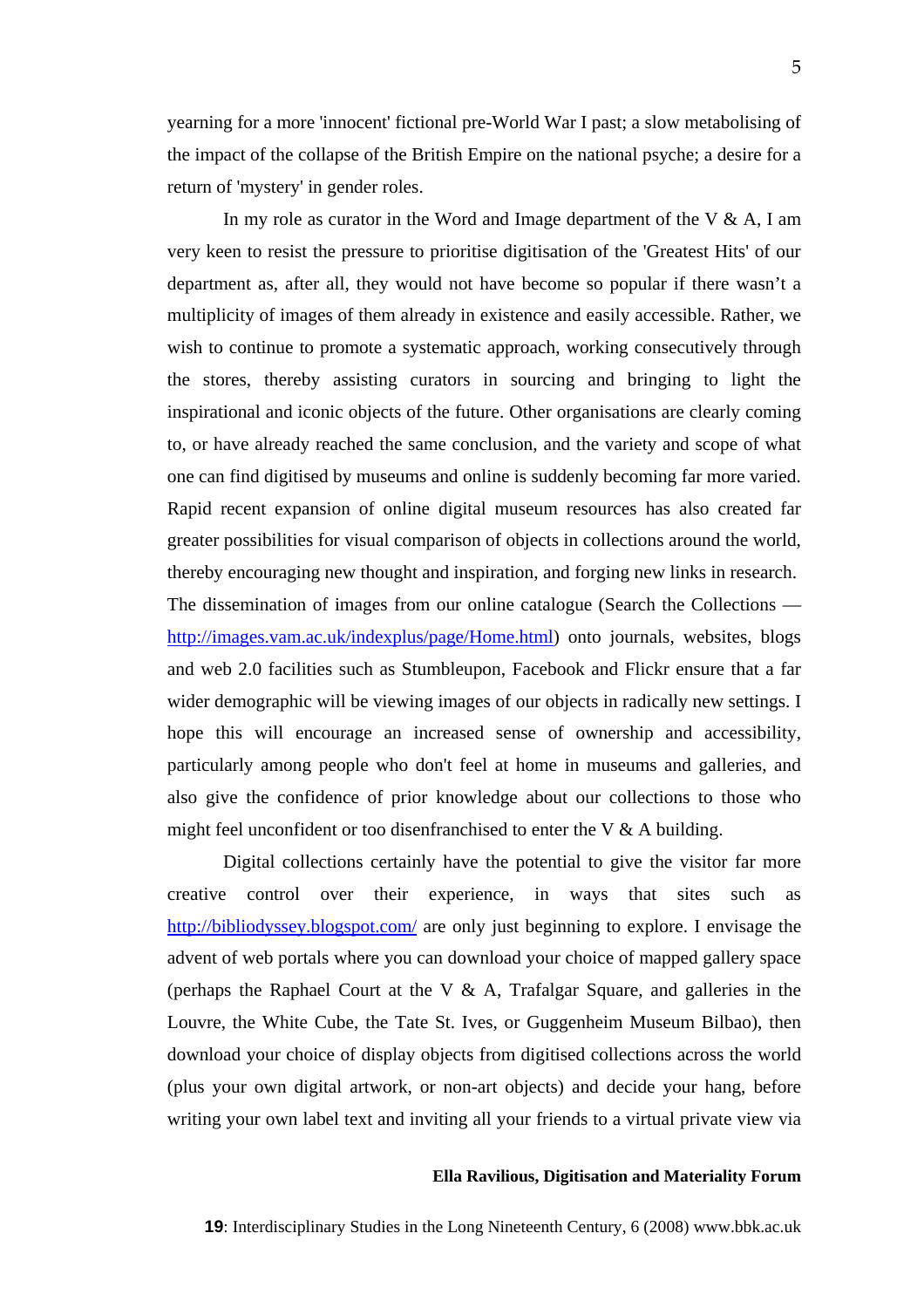yearning for a more 'innocent' fictional pre-World War I past; a slow metabolising of the impact of the collapse of the British Empire on the national psyche; a desire for a return of 'mystery' in gender roles.

In my role as curator in the Word and Image department of the V & A, I am very keen to resist the pressure to prioritise digitisation of the 'Greatest Hits' of our department as, after all, they would not have become so popular if there wasn't a multiplicity of images of them already in existence and easily accessible. Rather, we wish to continue to promote a systematic approach, working consecutively through the stores, thereby assisting curators in sourcing and bringing to light the inspirational and iconic objects of the future. Other organisations are clearly coming to, or have already reached the same conclusion, and the variety and scope of what one can find digitised by museums and online is suddenly becoming far more varied. Rapid recent expansion of online digital museum resources has also created far greater possibilities for visual comparison of objects in collections around the world, thereby encouraging new thought and inspiration, and forging new links in research. The dissemination of images from our online catalogue (Search the Collections — http://images.vam.ac.uk/indexplus/page/Home.html) onto journals, websites, blogs and web 2.0 facilities such as Stumbleupon, Facebook and Flickr ensure that a far wider demographic will be viewing images of our objects in radically new settings. I hope this will encourage an increased sense of ownership and accessibility, particularly among people who don't feel at home in museums and galleries, and also give the confidence of prior knowledge about our collections to those who might feel unconfident or too disenfranchised to enter the V & A building.

Digital collections certainly have the potential to give the visitor far more creative control over their experience, in ways that sites such as http://bibliodyssey.blogspot.com/ are only just beginning to explore. I envisage the advent of web portals where you can download your choice of mapped gallery space (perhaps the Raphael Court at the V & A, Trafalgar Square, and galleries in the Louvre, the White Cube, the Tate St. Ives, or Guggenheim Museum Bilbao), then download your choice of display objects from digitised collections across the world (plus your own digital artwork, or non-art objects) and decide your hang, before writing your own label text and inviting all your friends to a virtual private view via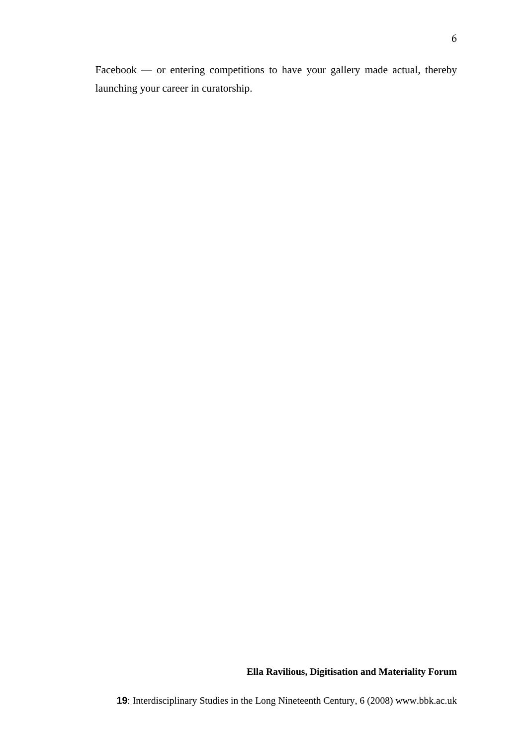Facebook — or entering competitions to have your gallery made actual, thereby launching your career in curatorship.